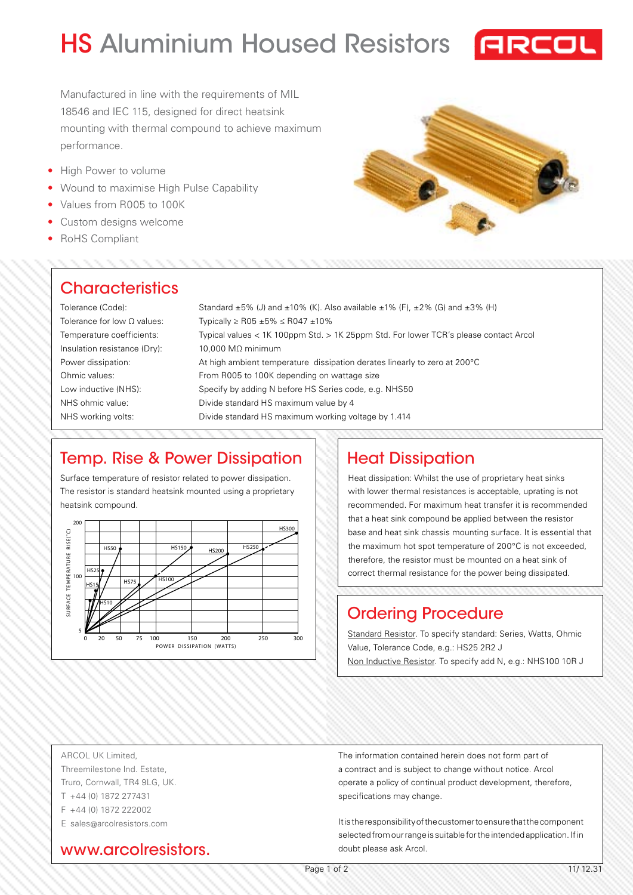# HS Aluminium Housed Resistors

ARCOL

Manufactured in line with the requirements of MIL 18546 and IEC 115, designed for direct heatsink mounting with thermal compound to achieve maximum performance.

- High Power to volume
- Wound to maximise High Pulse Capability
- Values from R005 to 100K
- Custom designs welcome
- RoHS Compliant

## Characteristics

| | |
|---|---|
| Tolerance (Code): | Standard ±5% (J) and ±10% (K). Also available ±1% (F), ±2% (G) and ±3% (H) |
| Tolerance for low Ω values: | Typically ≥ R05 ±5% ≤ R047 ±10% |
| Temperature coefficients: | Typical values < 1K 100ppm Std. > 1K 25ppm Std. For lower TCR's please contact Arcol |
| Insulation resistance (Dry): | 10,000 MΩ minimum |
| Power dissipation: | At high ambient temperature dissipation derates linearly to zero at 200°C |
| Ohmic values: | From R005 to 100K depending on wattage size |
| Low inductive (NHS): | Specify by adding N before HS Series code, e.g. NHS50 |
| NHS ohmic value: | Divide standard HS maximum value by 4 |
| NHS working volts: | Divide standard HS maximum working voltage by 1.414 |

## Temp. Rise & Power Dissipation

Surface temperature of resistor related to power dissipation. The resistor is standard heatsink mounted using a proprietary heatsink compound.

SURFACE TEMPERATURE RISE (°C) vs POWER DISSIPATION (WATTS) — curves: HS10, HS15, HS25, HS50, HS75, HS100, HS150, HS200, HS250, HS300

## Heat Dissipation

Heat dissipation: Whilst the use of proprietary heat sinks with lower thermal resistances is acceptable, uprating is not recommended. For maximum heat transfer it is recommended that a heat sink compound be applied between the resistor base and heat sink chassis mounting surface. It is essential that the maximum hot spot temperature of 200°C is not exceeded, therefore, the resistor must be mounted on a heat sink of correct thermal resistance for the power being dissipated.

## Ordering Procedure

Standard Resistor. To specify standard: Series, Watts, Ohmic Value, Tolerance Code, e.g.: HS25 2R2 J

Non Inductive Resistor. To specify add N, e.g.: NHS100 10R J

ARCOL UK Limited,
Threemilestone Ind. Estate,
Truro, Cornwall, TR4 9LG, UK.
T +44 (0) 1872 277431
F +44 (0) 1872 222002
E sales@arcolresistors.com

www.arcolresistors.

The information contained herein does not form part of a contract and is subject to change without notice. Arcol operate a policy of continual product development, therefore, specifications may change.

It is the responsibility of the customer to ensure that the component selected from our range is suitable for the intended application. If in doubt please ask Arcol.

11/ 12.31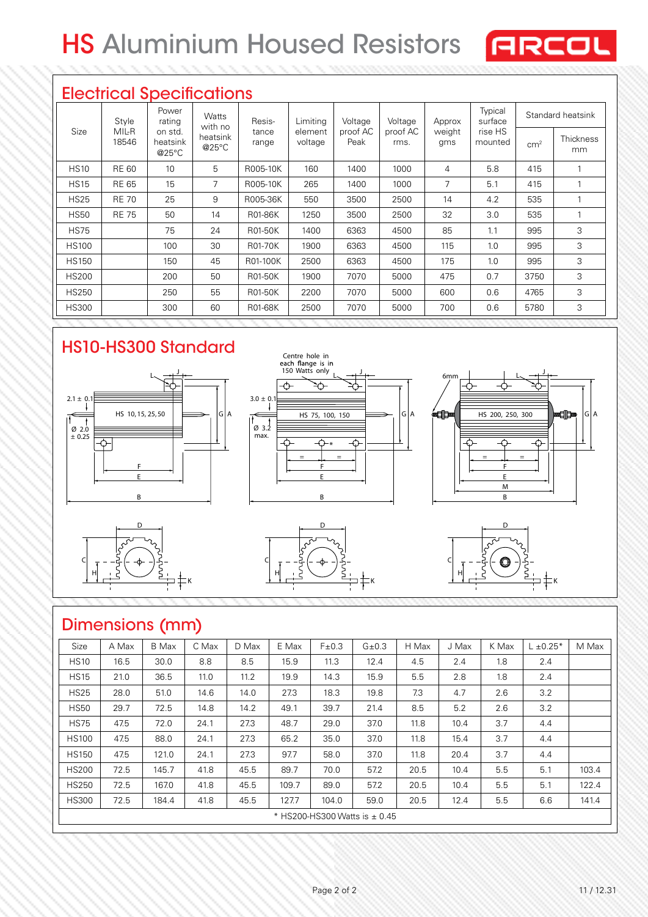# HS Aluminium Housed Resistors

ARCOL

## Electrical Specifications

| Size | Style MIL-R 18546 | Power rating on std. heatsink @25°C | Watts with no heatsink @25°C | Resistance range | Limiting element voltage | Voltage proof AC Peak | Voltage proof AC rms. | Approx weight gms | Typical surface rise HS mounted | Standard heatsink | |
|---|---|---|---|---|---|---|---|---|---|---|---|
| | | | | | | | | | | cm² | Thickness mm |
| HS10 | RE 60 | 10 | 5 | R005-10K | 160 | 1400 | 1000 | 4 | 5.8 | 415 | 1 |
| HS15 | RE 65 | 15 | 7 | R005-10K | 265 | 1400 | 1000 | 7 | 5.1 | 415 | 1 |
| HS25 | RE 70 | 25 | 9 | R005-36K | 550 | 3500 | 2500 | 14 | 4.2 | 535 | 1 |
| HS50 | RE 75 | 50 | 14 | R01-86K | 1250 | 3500 | 2500 | 32 | 3.0 | 535 | 1 |
| HS75 | | 75 | 24 | R01-50K | 1400 | 6363 | 4500 | 85 | 1.1 | 995 | 3 |
| HS100 | | 100 | 30 | R01-70K | 1900 | 6363 | 4500 | 115 | 1.0 | 995 | 3 |
| HS150 | | 150 | 45 | R01-100K | 2500 | 6363 | 4500 | 175 | 1.0 | 995 | 3 |
| HS200 | | 200 | 50 | R01-50K | 1900 | 7070 | 5000 | 475 | 0.7 | 3750 | 3 |
| HS250 | | 250 | 55 | R01-50K | 2200 | 7070 | 5000 | 600 | 0.6 | 4765 | 3 |
| HS300 | | 300 | 60 | R01-68K | 2500 | 7070 | 5000 | 700 | 0.6 | 5780 | 3 |

## HS10-HS300 Standard

L
J
2.1 ± 0.1
HS 10, 15, 25, 50
Ø 2.0 ± 0.25
G
A
F
E
B

Centre hole in each flange is in 150 Watts only
3.0 ± 0.1
HS 75, 100, 150
Ø 3.2 max.

6mm
HS 200, 250, 300
M

D
C
H
K

## Dimensions (mm)

| Size | A Max | B Max | C Max | D Max | E Max | F±0.3 | G±0.3 | H Max | J Max | K Max | L ±0.25* | M Max |
|---|---|---|---|---|---|---|---|---|---|---|---|---|
| HS10 | 16.5 | 30.0 | 8.8 | 8.5 | 15.9 | 11.3 | 12.4 | 4.5 | 2.4 | 1.8 | 2.4 | |
| HS15 | 21.0 | 36.5 | 11.0 | 11.2 | 19.9 | 14.3 | 15.9 | 5.5 | 2.8 | 1.8 | 2.4 | |
| HS25 | 28.0 | 51.0 | 14.6 | 14.0 | 27.3 | 18.3 | 19.8 | 7.3 | 4.7 | 2.6 | 3.2 | |
| HS50 | 29.7 | 72.5 | 14.8 | 14.2 | 49.1 | 39.7 | 21.4 | 8.5 | 5.2 | 2.6 | 3.2 | |
| HS75 | 47.5 | 72.0 | 24.1 | 27.3 | 48.7 | 29.0 | 37.0 | 11.8 | 10.4 | 3.7 | 4.4 | |
| HS100 | 47.5 | 88.0 | 24.1 | 27.3 | 65.2 | 35.0 | 37.0 | 11.8 | 15.4 | 3.7 | 4.4 | |
| HS150 | 47.5 | 121.0 | 24.1 | 27.3 | 97.7 | 58.0 | 37.0 | 11.8 | 20.4 | 3.7 | 4.4 | |
| HS200 | 72.5 | 145.7 | 41.8 | 45.5 | 89.7 | 70.0 | 57.2 | 20.5 | 10.4 | 5.5 | 5.1 | 103.4 |
| HS250 | 72.5 | 167.0 | 41.8 | 45.5 | 109.7 | 89.0 | 57.2 | 20.5 | 10.4 | 5.5 | 5.1 | 122.4 |
| HS300 | 72.5 | 184.4 | 41.8 | 45.5 | 127.7 | 104.0 | 59.0 | 20.5 | 12.4 | 5.5 | 6.6 | 141.4 |

\* HS200-HS300 Watts is ± 0.45

11 / 12.31